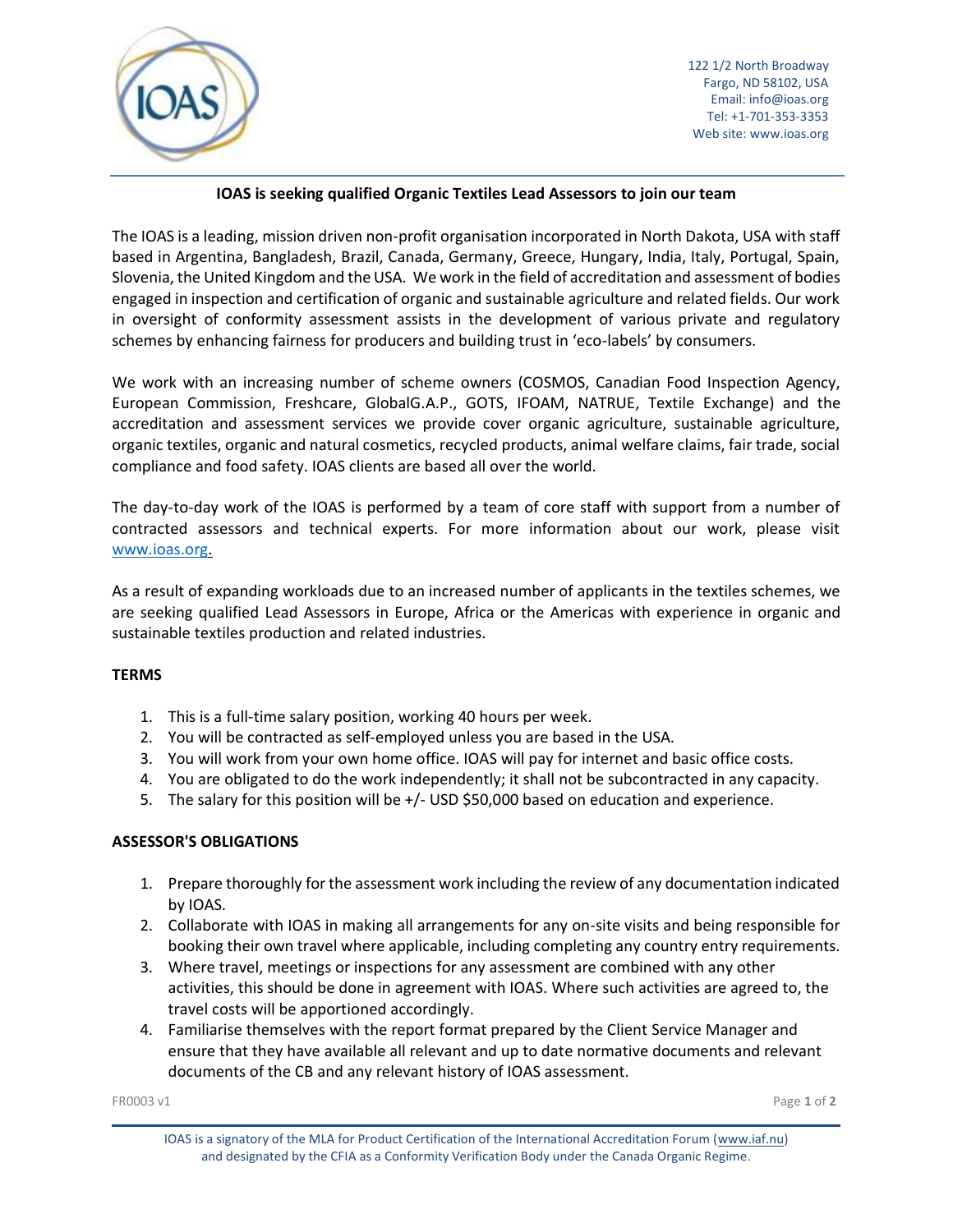122 1/2 North Broadway
Fargo, ND 58102, USA
Email: info@ioas.org
Tel: +1-701-353-3353
Web site: www.ioas.org

**IOAS is seeking qualified Organic Textiles Lead Assessors to join our team**

The IOAS is a leading, mission driven non-profit organisation incorporated in North Dakota, USA with staff based in Argentina, Bangladesh, Brazil, Canada, Germany, Greece, Hungary, India, Italy, Portugal, Spain, Slovenia, the United Kingdom and the USA. We work in the field of accreditation and assessment of bodies engaged in inspection and certification of organic and sustainable agriculture and related fields. Our work in oversight of conformity assessment assists in the development of various private and regulatory schemes by enhancing fairness for producers and building trust in 'eco-labels' by consumers.

We work with an increasing number of scheme owners (COSMOS, Canadian Food Inspection Agency, European Commission, Freshcare, GlobalG.A.P., GOTS, IFOAM, NATRUE, Textile Exchange) and the accreditation and assessment services we provide cover organic agriculture, sustainable agriculture, organic textiles, organic and natural cosmetics, recycled products, animal welfare claims, fair trade, social compliance and food safety. IOAS clients are based all over the world.

The day-to-day work of the IOAS is performed by a team of core staff with support from a number of contracted assessors and technical experts. For more information about our work, please visit [www.ioas.org](http://www.ioas.org).

As a result of expanding workloads due to an increased number of applicants in the textiles schemes, we are seeking qualified Lead Assessors in Europe, Africa or the Americas with experience in organic and sustainable textiles production and related industries.

**TERMS**

1. This is a full-time salary position, working 40 hours per week.
2. You will be contracted as self-employed unless you are based in the USA.
3. You will work from your own home office. IOAS will pay for internet and basic office costs.
4. You are obligated to do the work independently; it shall not be subcontracted in any capacity.
5. The salary for this position will be +/- USD $50,000 based on education and experience.

**ASSESSOR'S OBLIGATIONS**

1. Prepare thoroughly for the assessment work including the review of any documentation indicated by IOAS.
2. Collaborate with IOAS in making all arrangements for any on-site visits and being responsible for booking their own travel where applicable, including completing any country entry requirements.
3. Where travel, meetings or inspections for any assessment are combined with any other activities, this should be done in agreement with IOAS. Where such activities are agreed to, the travel costs will be apportioned accordingly.
4. Familiarise themselves with the report format prepared by the Client Service Manager and ensure that they have available all relevant and up to date normative documents and relevant documents of the CB and any relevant history of IOAS assessment.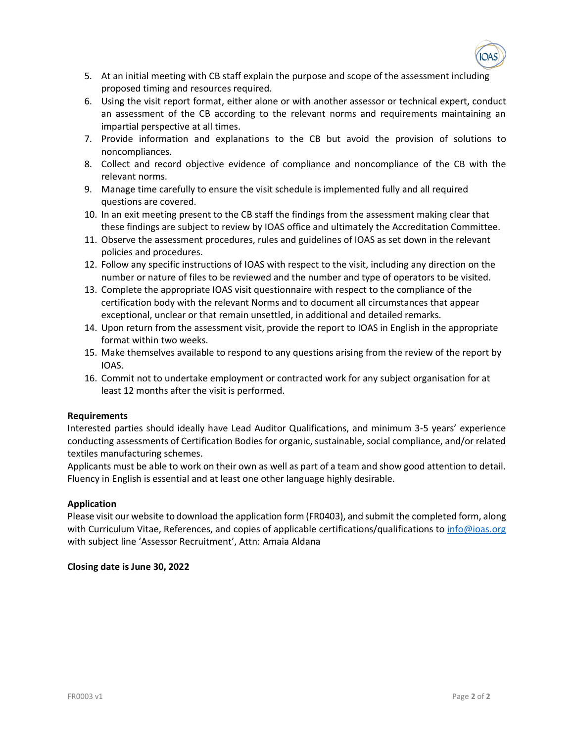5. At an initial meeting with CB staff explain the purpose and scope of the assessment including proposed timing and resources required.
6. Using the visit report format, either alone or with another assessor or technical expert, conduct an assessment of the CB according to the relevant norms and requirements maintaining an impartial perspective at all times.
7. Provide information and explanations to the CB but avoid the provision of solutions to noncompliances.
8. Collect and record objective evidence of compliance and noncompliance of the CB with the relevant norms.
9. Manage time carefully to ensure the visit schedule is implemented fully and all required questions are covered.
10. In an exit meeting present to the CB staff the findings from the assessment making clear that these findings are subject to review by IOAS office and ultimately the Accreditation Committee.
11. Observe the assessment procedures, rules and guidelines of IOAS as set down in the relevant policies and procedures.
12. Follow any specific instructions of IOAS with respect to the visit, including any direction on the number or nature of files to be reviewed and the number and type of operators to be visited.
13. Complete the appropriate IOAS visit questionnaire with respect to the compliance of the certification body with the relevant Norms and to document all circumstances that appear exceptional, unclear or that remain unsettled, in additional and detailed remarks.
14. Upon return from the assessment visit, provide the report to IOAS in English in the appropriate format within two weeks.
15. Make themselves available to respond to any questions arising from the review of the report by IOAS.
16. Commit not to undertake employment or contracted work for any subject organisation for at least 12 months after the visit is performed.

**Requirements**

Interested parties should ideally have Lead Auditor Qualifications, and minimum 3-5 years' experience conducting assessments of Certification Bodies for organic, sustainable, social compliance, and/or related textiles manufacturing schemes.

Applicants must be able to work on their own as well as part of a team and show good attention to detail. Fluency in English is essential and at least one other language highly desirable.

**Application**

Please visit our website to download the application form (FR0403), and submit the completed form, along with Curriculum Vitae, References, and copies of applicable certifications/qualifications to info@ioas.org with subject line 'Assessor Recruitment', Attn: Amaia Aldana

**Closing date is June 30, 2022**